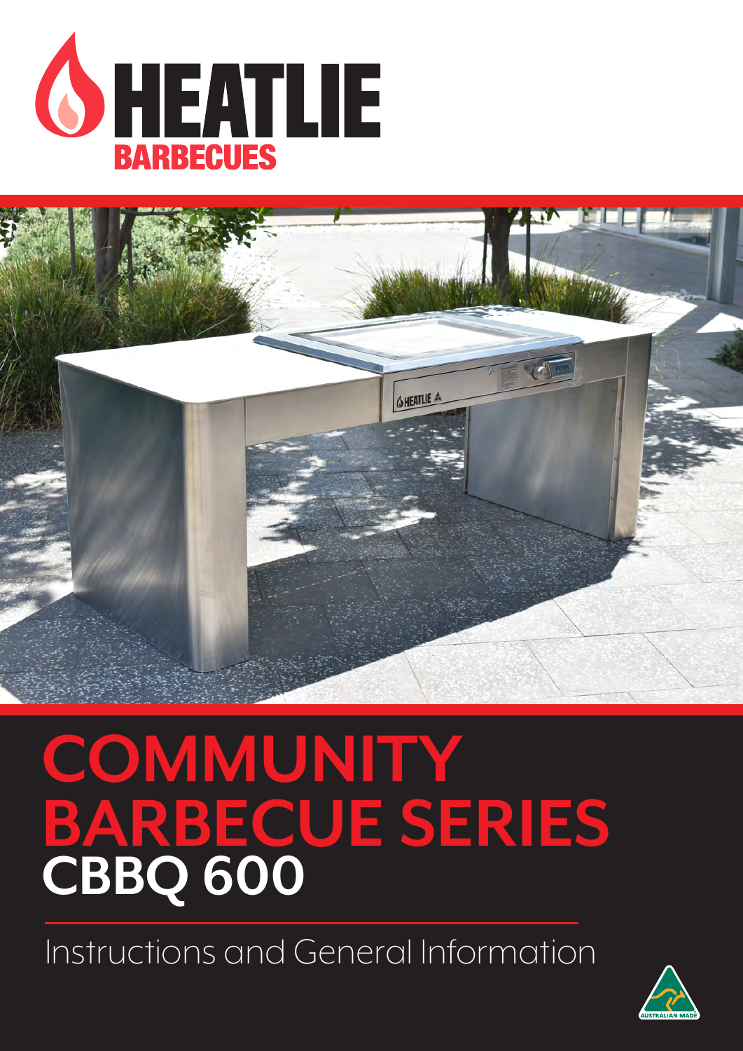HEATLIE
BARBECUES

# COMMUNITY BARBECUE SERIES
## CBBQ 600

Instructions and General Information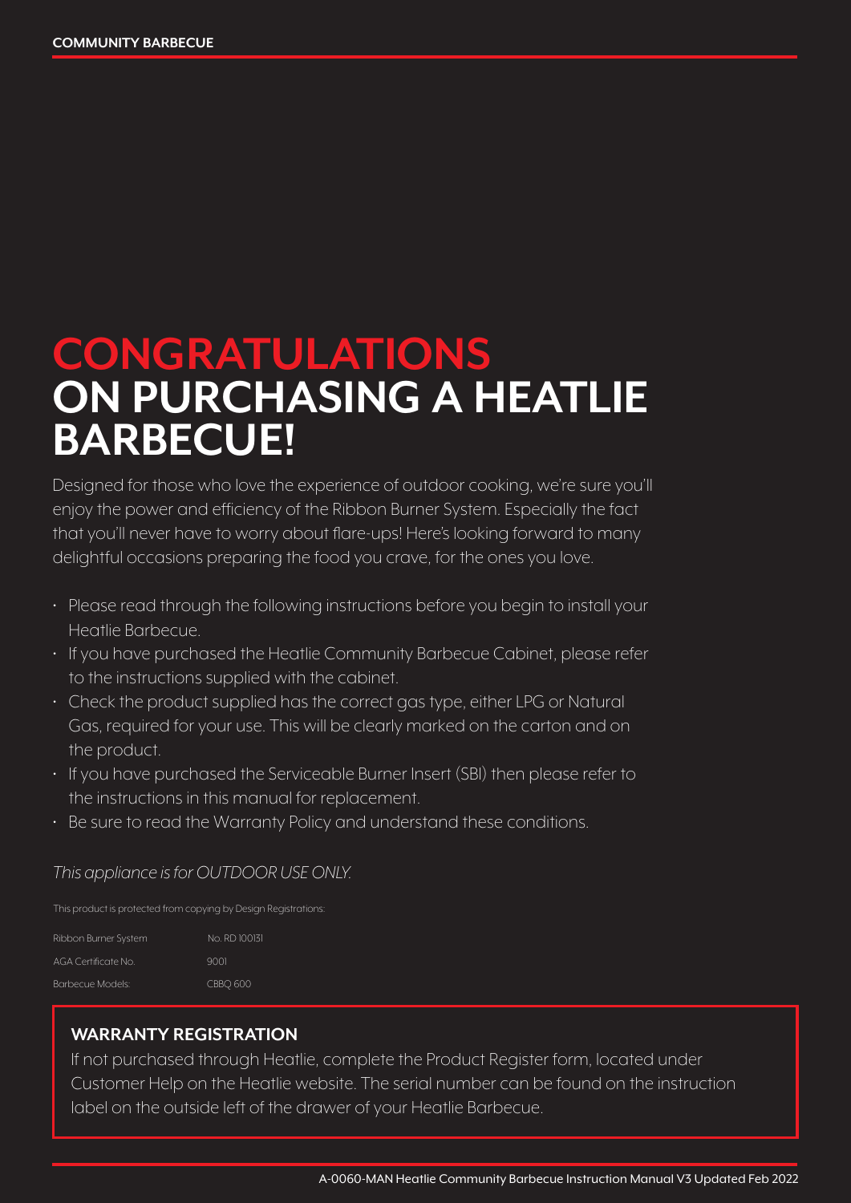# CONGRATULATIONS ON PURCHASING A HEATLIE BARBECUE!

Designed for those who love the experience of outdoor cooking, we're sure you'll enjoy the power and efficiency of the Ribbon Burner System. Especially the fact that you'll never have to worry about flare-ups! Here's looking forward to many delightful occasions preparing the food you crave, for the ones you love.

- Please read through the following instructions before you begin to install your Heatlie Barbecue.
- If you have purchased the Heatlie Community Barbecue Cabinet, please refer to the instructions supplied with the cabinet.
- Check the product supplied has the correct gas type, either LPG or Natural Gas, required for your use. This will be clearly marked on the carton and on the product.
- If you have purchased the Serviceable Burner Insert (SBI) then please refer to the instructions in this manual for replacement.
- Be sure to read the Warranty Policy and understand these conditions.

*This appliance is for OUTDOOR USE ONLY.*

This product is protected from copying by Design Registrations:

| | |
|---|---|
| Ribbon Burner System | No. RD 100131 |
| AGA Certificate No. | 9001 |
| Barbecue Models: | CBBQ 600 |

## WARRANTY REGISTRATION

If not purchased through Heatlie, complete the Product Register form, located under Customer Help on the Heatlie website. The serial number can be found on the instruction label on the outside left of the drawer of your Heatlie Barbecue.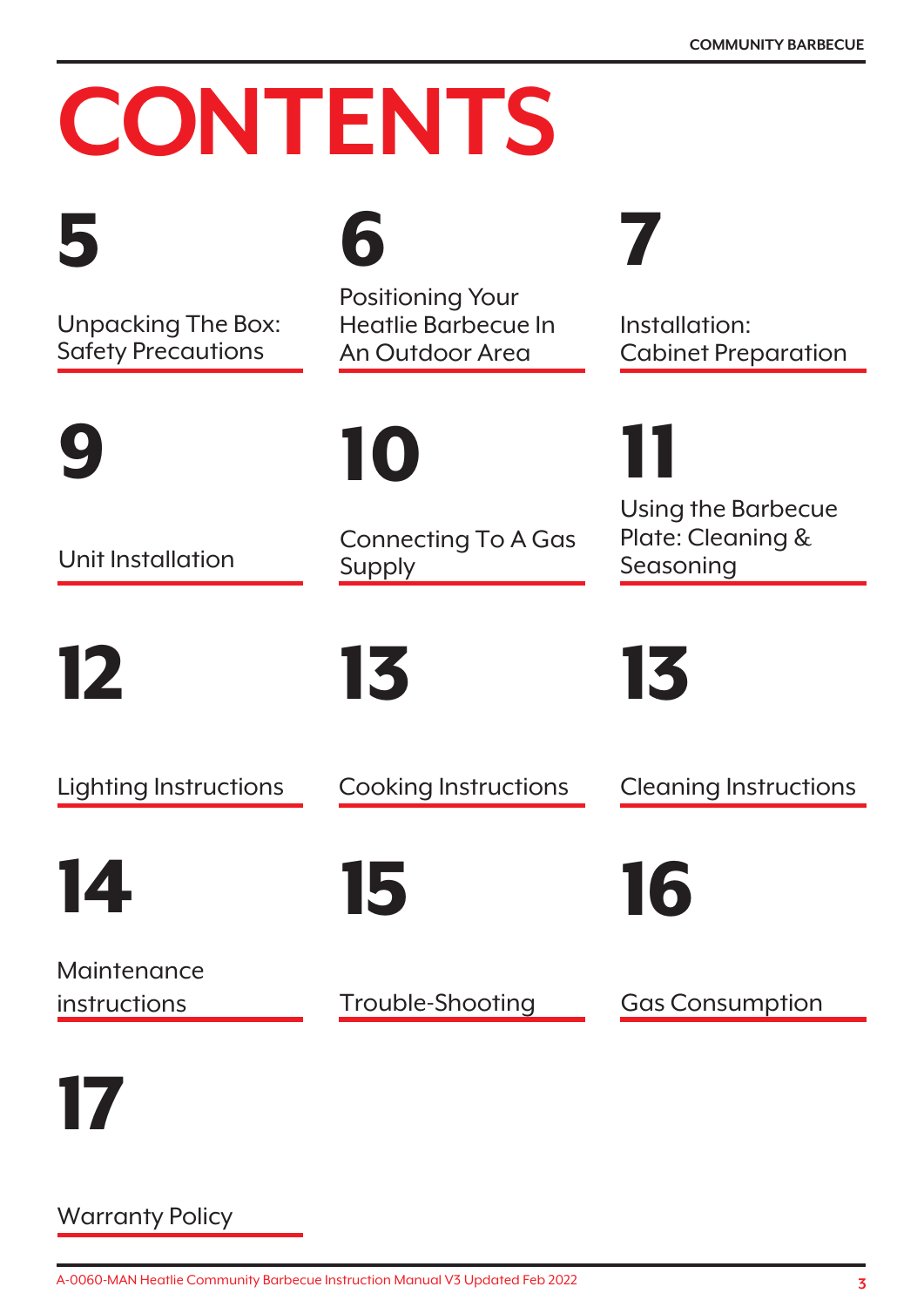# CONTENTS

**5** Unpacking The Box: Safety Precautions

**6** Positioning Your Heatlie Barbecue In An Outdoor Area

**7** Installation: Cabinet Preparation

**9** Unit Installation

**10** Connecting To A Gas Supply

**11** Using the Barbecue Plate: Cleaning & Seasoning

**12** Lighting Instructions

**13** Cooking Instructions

**13** Cleaning Instructions

**14** Maintenance instructions

**15** Trouble-Shooting

**16** Gas Consumption

**17** Warranty Policy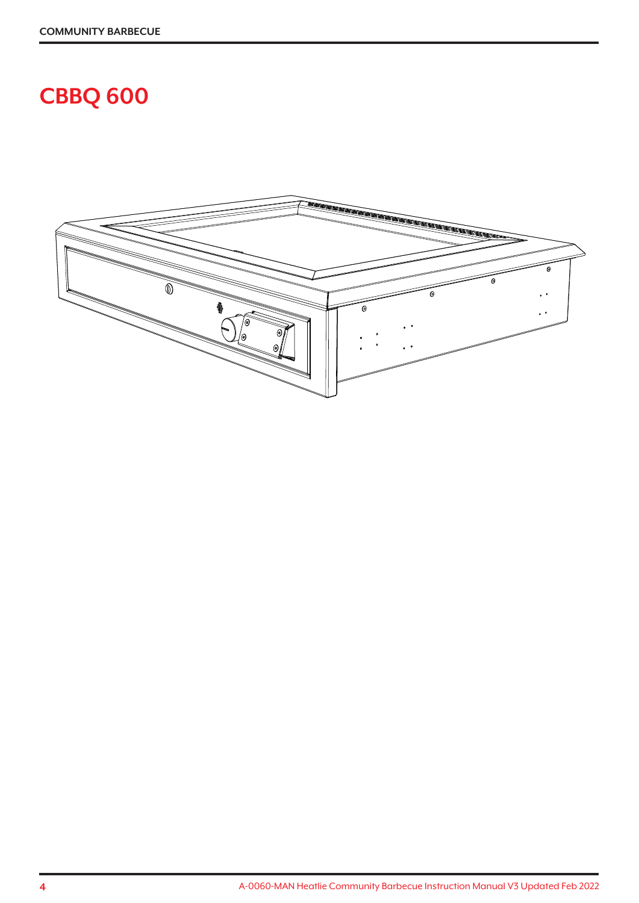# CBBQ 600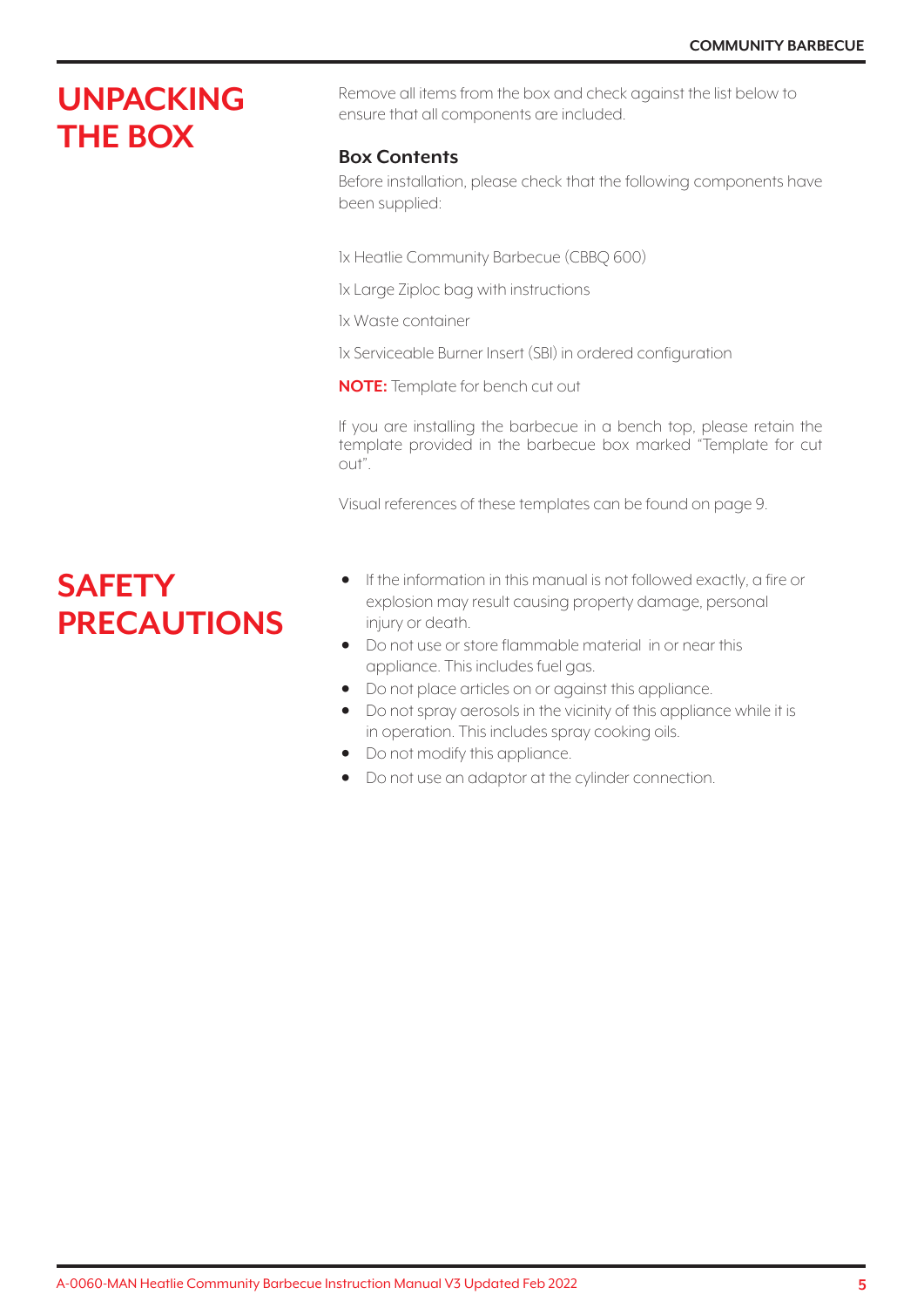# UNPACKING THE BOX

Remove all items from the box and check against the list below to ensure that all components are included.

### Box Contents

Before installation, please check that the following components have been supplied:

1x Heatlie Community Barbecue (CBBQ 600)

1x Large Ziploc bag with instructions

1x Waste container

1x Serviceable Burner Insert (SBI) in ordered configuration

**NOTE:** Template for bench cut out

If you are installing the barbecue in a bench top, please retain the template provided in the barbecue box marked "Template for cut out".

Visual references of these templates can be found on page 9.

# SAFETY PRECAUTIONS

- If the information in this manual is not followed exactly, a fire or explosion may result causing property damage, personal injury or death.
- Do not use or store flammable material in or near this appliance. This includes fuel gas.
- Do not place articles on or against this appliance.
- Do not spray aerosols in the vicinity of this appliance while it is in operation. This includes spray cooking oils.
- Do not modify this appliance.
- Do not use an adaptor at the cylinder connection.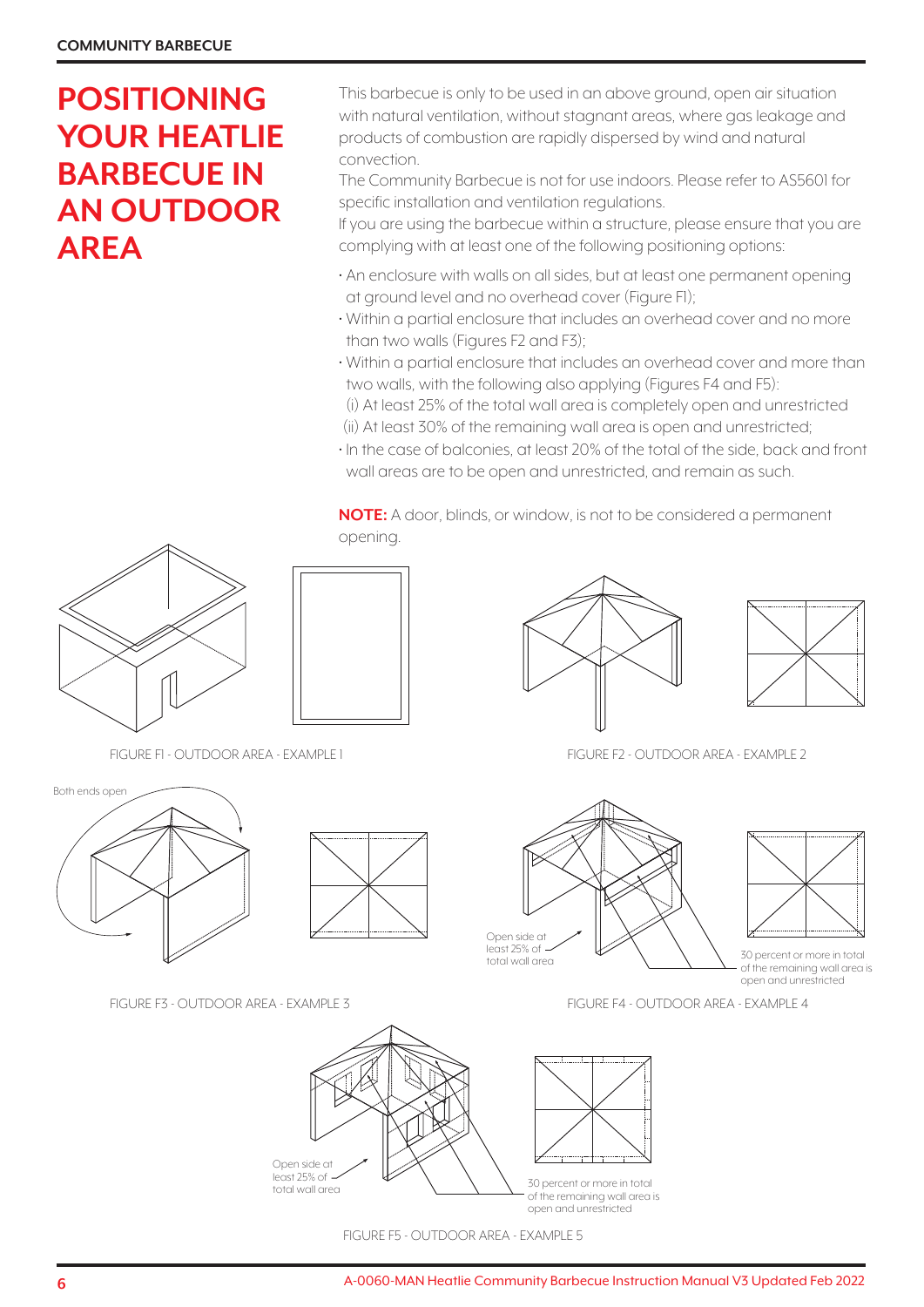# POSITIONING YOUR HEATLIE BARBECUE IN AN OUTDOOR AREA

This barbecue is only to be used in an above ground, open air situation with natural ventilation, without stagnant areas, where gas leakage and products of combustion are rapidly dispersed by wind and natural convection.

The Community Barbecue is not for use indoors. Please refer to AS5601 for specific installation and ventilation regulations.

If you are using the barbecue within a structure, please ensure that you are complying with at least one of the following positioning options:

- An enclosure with walls on all sides, but at least one permanent opening at ground level and no overhead cover (Figure F1);
- Within a partial enclosure that includes an overhead cover and no more than two walls (Figures F2 and F3);
- Within a partial enclosure that includes an overhead cover and more than two walls, with the following also applying (Figures F4 and F5):
  (i) At least 25% of the total wall area is completely open and unrestricted
  (ii) At least 30% of the remaining wall area is open and unrestricted;
- In the case of balconies, at least 20% of the total of the side, back and front wall areas are to be open and unrestricted, and remain as such.

**NOTE:** A door, blinds, or window, is not to be considered a permanent opening.

FIGURE F1 - OUTDOOR AREA - EXAMPLE 1

FIGURE F2 - OUTDOOR AREA - EXAMPLE 2

Both ends open

FIGURE F3 - OUTDOOR AREA - EXAMPLE 3

Open side at least 25% of total wall area

30 percent or more in total of the remaining wall area is open and unrestricted

FIGURE F4 - OUTDOOR AREA - EXAMPLE 4

Open side at least 25% of total wall area

30 percent or more in total of the remaining wall area is open and unrestricted

FIGURE F5 - OUTDOOR AREA - EXAMPLE 5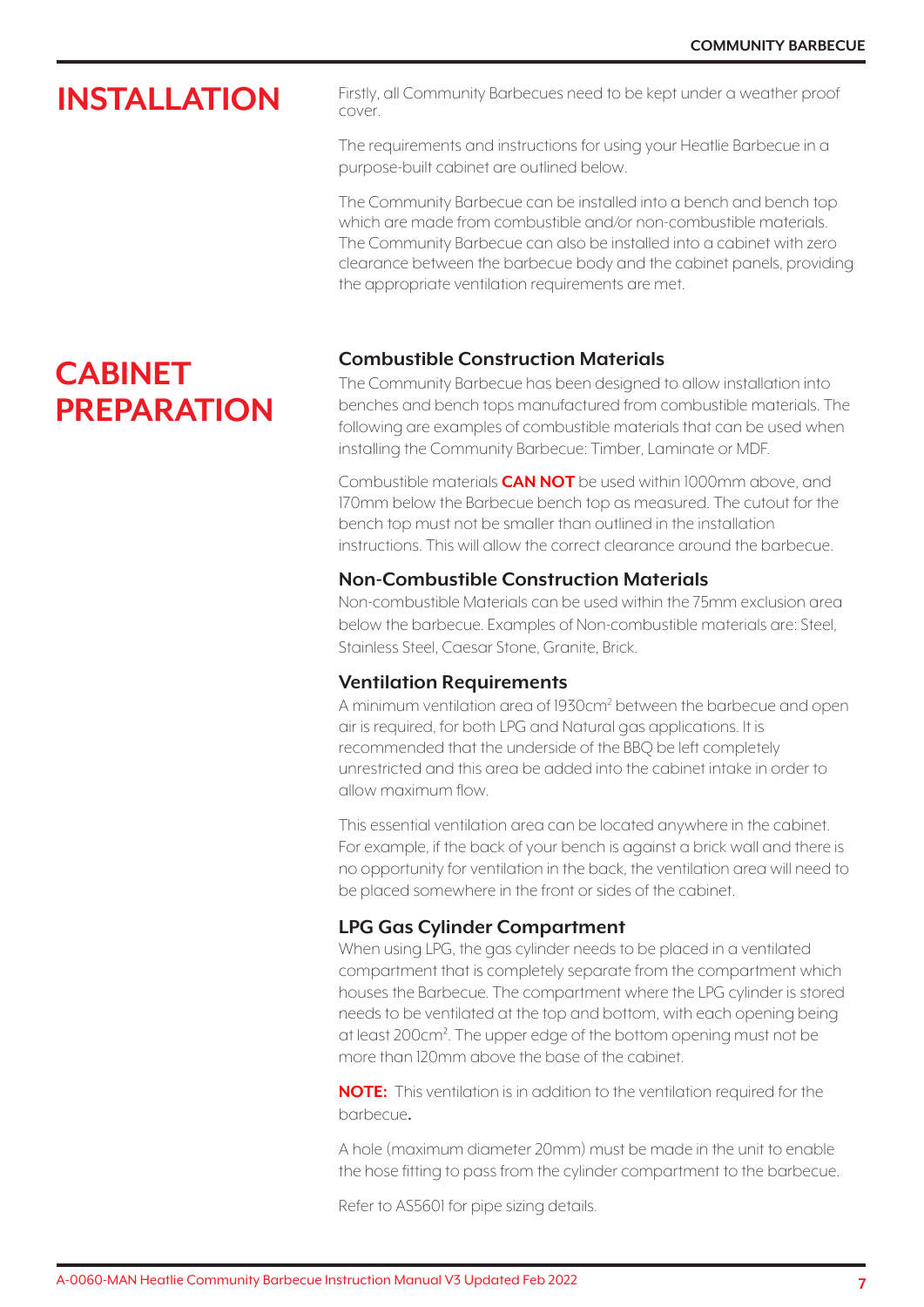# INSTALLATION

Firstly, all Community Barbecues need to be kept under a weather proof cover.

The requirements and instructions for using your Heatlie Barbecue in a purpose-built cabinet are outlined below.

The Community Barbecue can be installed into a bench and bench top which are made from combustible and/or non-combustible materials. The Community Barbecue can also be installed into a cabinet with zero clearance between the barbecue body and the cabinet panels, providing the appropriate ventilation requirements are met.

# CABINET PREPARATION

### Combustible Construction Materials

The Community Barbecue has been designed to allow installation into benches and bench tops manufactured from combustible materials. The following are examples of combustible materials that can be used when installing the Community Barbecue: Timber, Laminate or MDF.

Combustible materials **CAN NOT** be used within 1000mm above, and 170mm below the Barbecue bench top as measured. The cutout for the bench top must not be smaller than outlined in the installation instructions. This will allow the correct clearance around the barbecue.

### Non-Combustible Construction Materials

Non-combustible Materials can be used within the 75mm exclusion area below the barbecue. Examples of Non-combustible materials are: Steel, Stainless Steel, Caesar Stone, Granite, Brick.

### Ventilation Requirements

A minimum ventilation area of 1930cm$^2$ between the barbecue and open air is required, for both LPG and Natural gas applications. It is recommended that the underside of the BBQ be left completely unrestricted and this area be added into the cabinet intake in order to allow maximum flow.

This essential ventilation area can be located anywhere in the cabinet. For example, if the back of your bench is against a brick wall and there is no opportunity for ventilation in the back, the ventilation area will need to be placed somewhere in the front or sides of the cabinet.

### LPG Gas Cylinder Compartment

When using LPG, the gas cylinder needs to be placed in a ventilated compartment that is completely separate from the compartment which houses the Barbecue. The compartment where the LPG cylinder is stored needs to be ventilated at the top and bottom, with each opening being at least 200cm$^2$. The upper edge of the bottom opening must not be more than 120mm above the base of the cabinet.

**NOTE:** This ventilation is in addition to the ventilation required for the barbecue.

A hole (maximum diameter 20mm) must be made in the unit to enable the hose fitting to pass from the cylinder compartment to the barbecue.

Refer to AS5601 for pipe sizing details.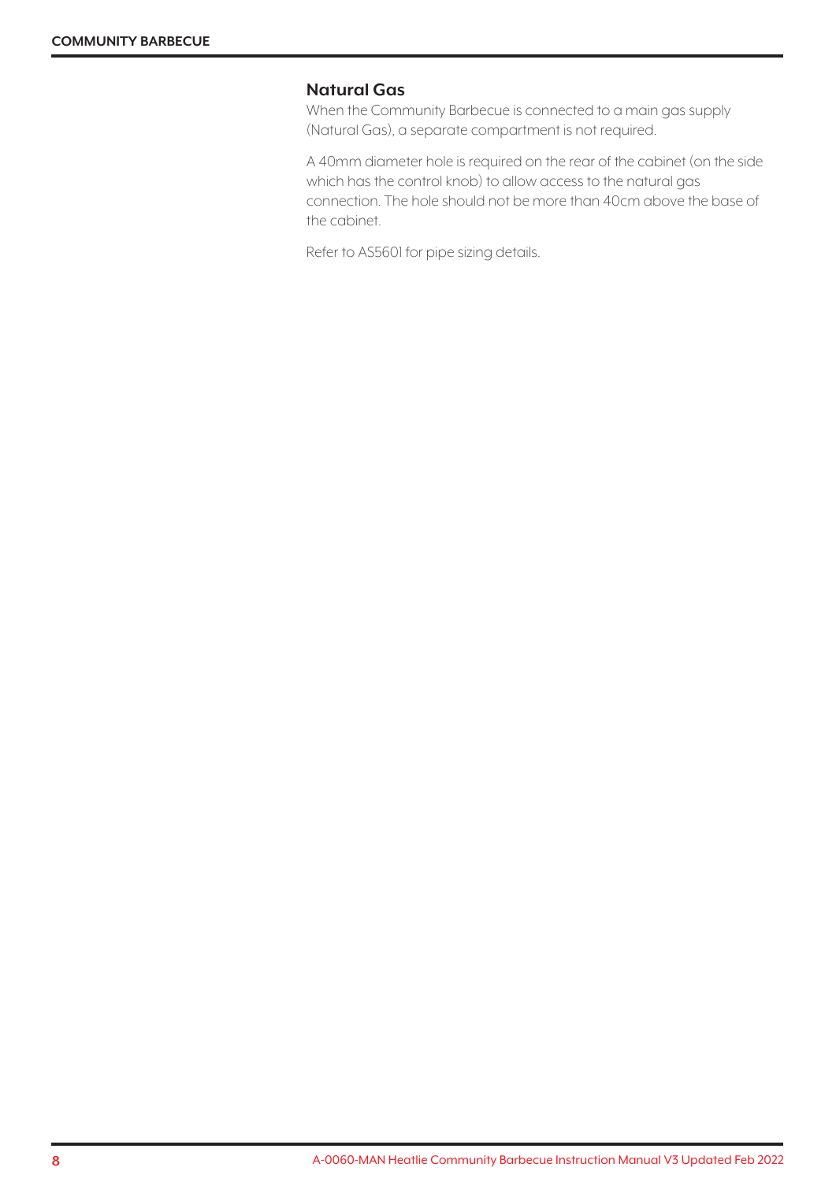## Natural Gas

When the Community Barbecue is connected to a main gas supply (Natural Gas), a separate compartment is not required.

A 40mm diameter hole is required on the rear of the cabinet (on the side which has the control knob) to allow access to the natural gas connection. The hole should not be more than 40cm above the base of the cabinet.

Refer to AS5601 for pipe sizing details.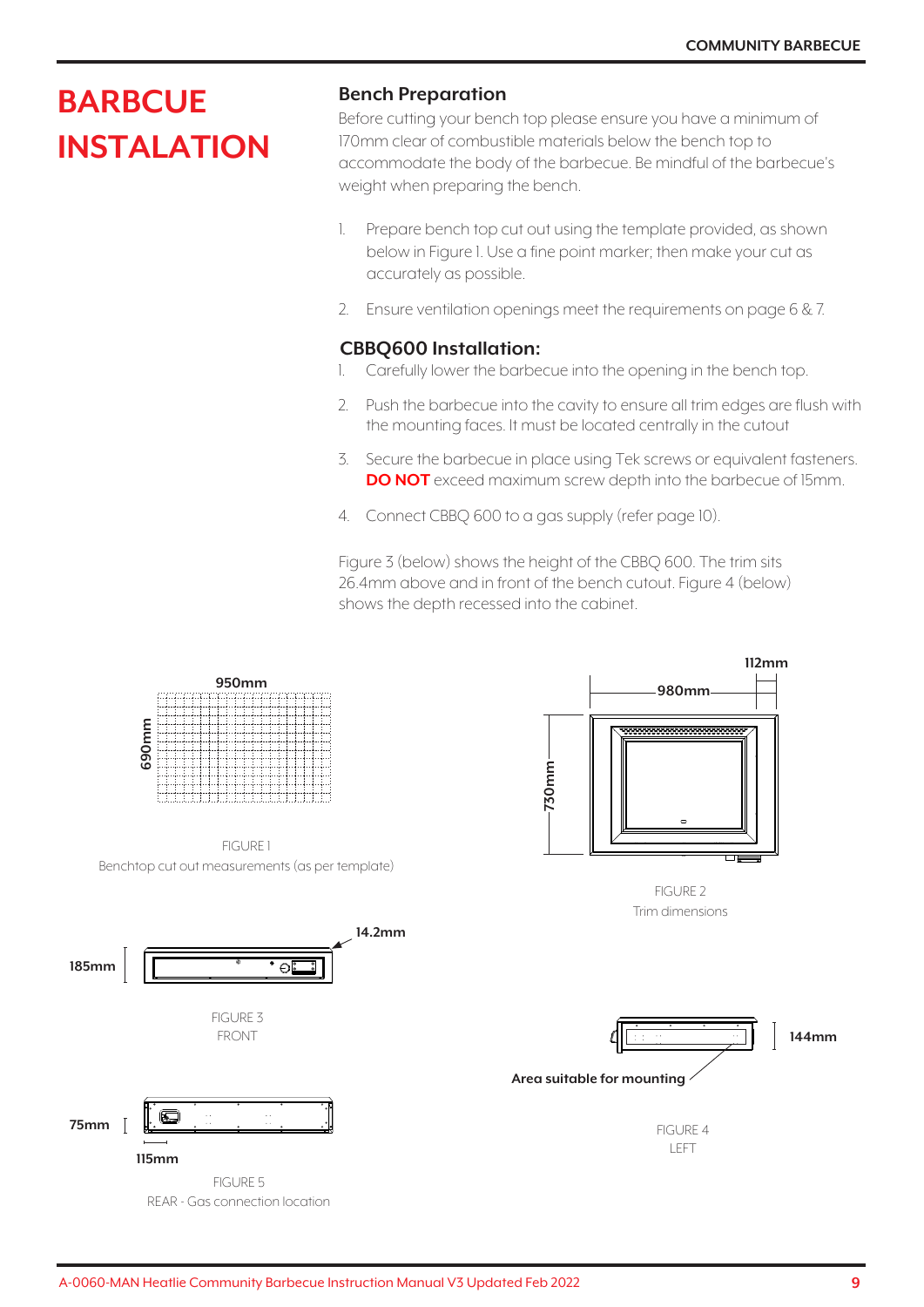# BARBCUE INSTALATION

## Bench Preparation

Before cutting your bench top please ensure you have a minimum of 170mm clear of combustible materials below the bench top to accommodate the body of the barbecue. Be mindful of the barbecue's weight when preparing the bench.

1. Prepare bench top cut out using the template provided, as shown below in Figure 1. Use a fine point marker; then make your cut as accurately as possible.
2. Ensure ventilation openings meet the requirements on page 6 & 7.

## CBBQ600 Installation:

1. Carefully lower the barbecue into the opening in the bench top.
2. Push the barbecue into the cavity to ensure all trim edges are flush with the mounting faces. It must be located centrally in the cutout
3. Secure the barbecue in place using Tek screws or equivalent fasteners. **DO NOT** exceed maximum screw depth into the barbecue of 15mm.
4. Connect CBBQ 600 to a gas supply (refer page 10).

Figure 3 (below) shows the height of the CBBQ 600. The trim sits 26.4mm above and in front of the bench cutout. Figure 4 (below) shows the depth recessed into the cabinet.

950mm

690mm

FIGURE 1
Benchtop cut out measurements (as per template)

980mm

112mm

730mm

FIGURE 2
Trim dimensions

185mm

14.2mm

FIGURE 3
FRONT

144mm

Area suitable for mounting

FIGURE 4
LEFT

75mm

115mm

FIGURE 5
REAR - Gas connection location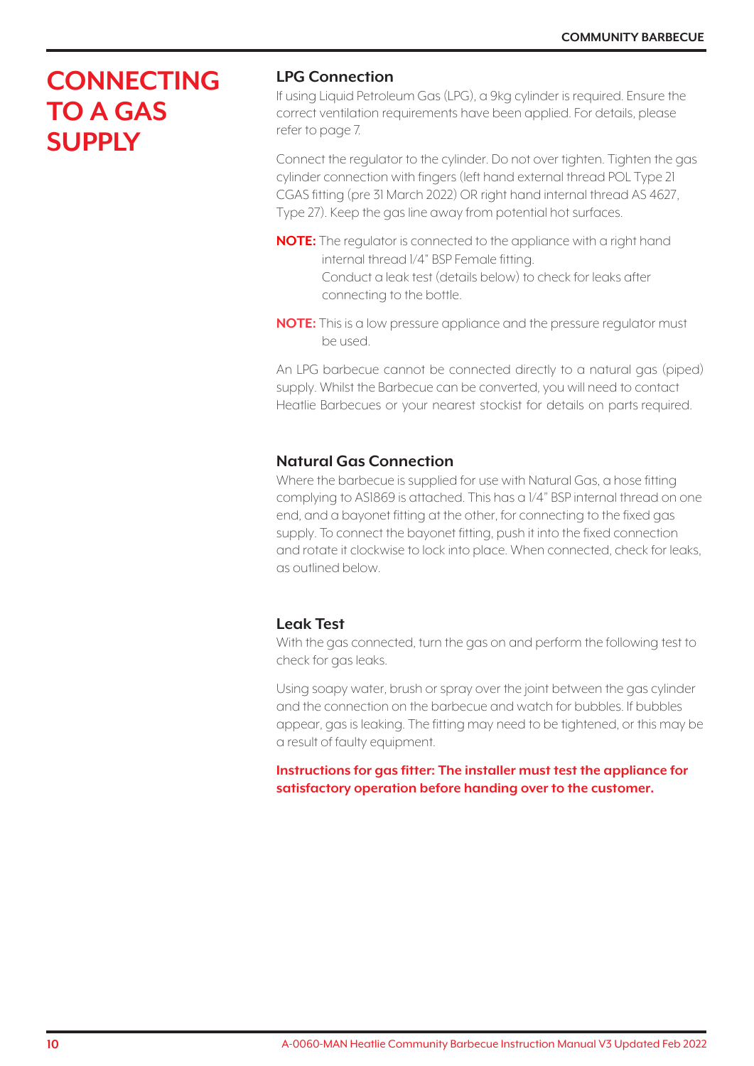# CONNECTING TO A GAS SUPPLY

## LPG Connection

If using Liquid Petroleum Gas (LPG), a 9kg cylinder is required. Ensure the correct ventilation requirements have been applied. For details, please refer to page 7.

Connect the regulator to the cylinder. Do not over tighten. Tighten the gas cylinder connection with fingers (left hand external thread POL Type 21 CGAS fitting (pre 31 March 2022) OR right hand internal thread AS 4627, Type 27). Keep the gas line away from potential hot surfaces.

**NOTE:** The regulator is connected to the appliance with a right hand internal thread 1/4" BSP Female fitting.
Conduct a leak test (details below) to check for leaks after connecting to the bottle.

**NOTE:** This is a low pressure appliance and the pressure regulator must be used.

An LPG barbecue cannot be connected directly to a natural gas (piped) supply. Whilst the Barbecue can be converted, you will need to contact Heatlie Barbecues or your nearest stockist for details on parts required.

## Natural Gas Connection

Where the barbecue is supplied for use with Natural Gas, a hose fitting complying to AS1869 is attached. This has a 1/4" BSP internal thread on one end, and a bayonet fitting at the other, for connecting to the fixed gas supply. To connect the bayonet fitting, push it into the fixed connection and rotate it clockwise to lock into place. When connected, check for leaks, as outlined below.

## Leak Test

With the gas connected, turn the gas on and perform the following test to check for gas leaks.

Using soapy water, brush or spray over the joint between the gas cylinder and the connection on the barbecue and watch for bubbles. If bubbles appear, gas is leaking. The fitting may need to be tightened, or this may be a result of faulty equipment.

**Instructions for gas fitter: The installer must test the appliance for satisfactory operation before handing over to the customer.**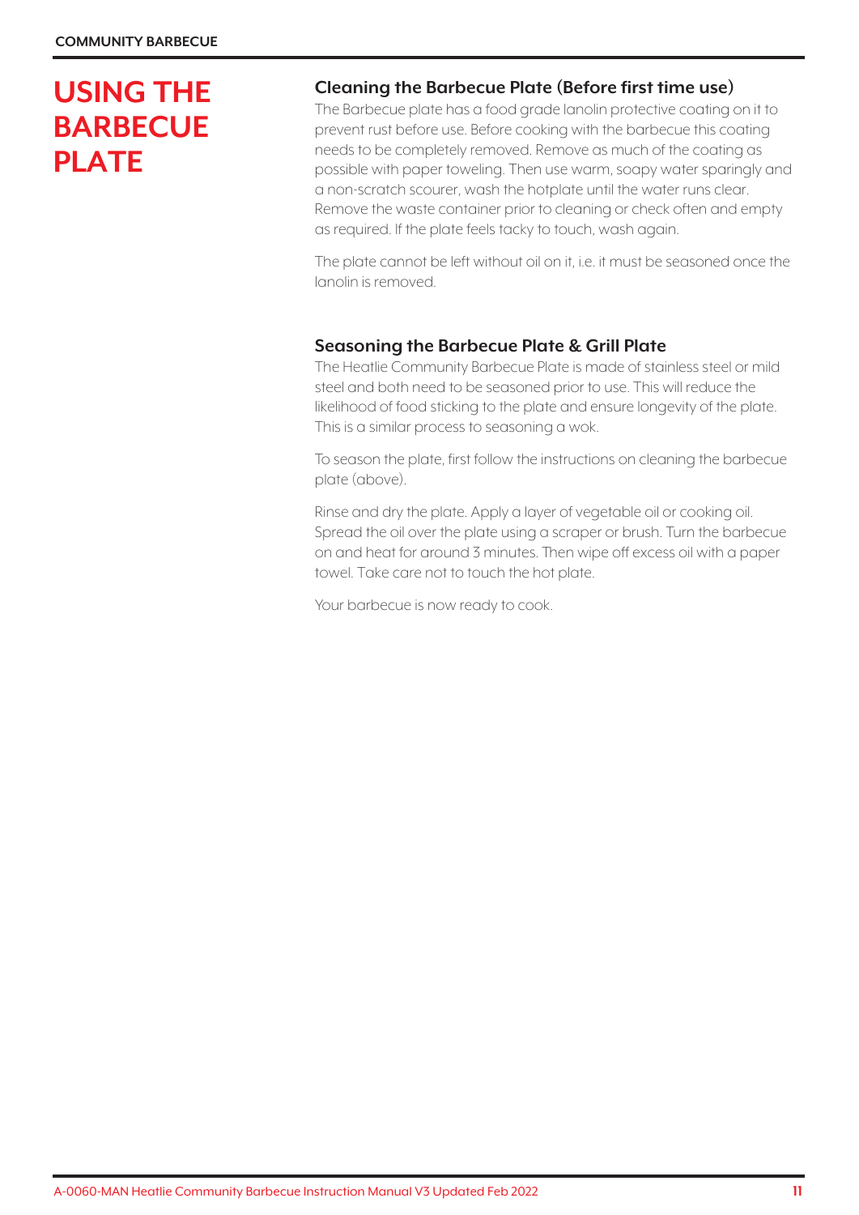# USING THE BARBECUE PLATE

## Cleaning the Barbecue Plate (Before first time use)

The Barbecue plate has a food grade lanolin protective coating on it to prevent rust before use. Before cooking with the barbecue this coating needs to be completely removed. Remove as much of the coating as possible with paper toweling. Then use warm, soapy water sparingly and a non-scratch scourer, wash the hotplate until the water runs clear. Remove the waste container prior to cleaning or check often and empty as required. If the plate feels tacky to touch, wash again.

The plate cannot be left without oil on it, i.e. it must be seasoned once the lanolin is removed.

## Seasoning the Barbecue Plate & Grill Plate

The Heatlie Community Barbecue Plate is made of stainless steel or mild steel and both need to be seasoned prior to use. This will reduce the likelihood of food sticking to the plate and ensure longevity of the plate. This is a similar process to seasoning a wok.

To season the plate, first follow the instructions on cleaning the barbecue plate (above).

Rinse and dry the plate. Apply a layer of vegetable oil or cooking oil. Spread the oil over the plate using a scraper or brush. Turn the barbecue on and heat for around 3 minutes. Then wipe off excess oil with a paper towel. Take care not to touch the hot plate.

Your barbecue is now ready to cook.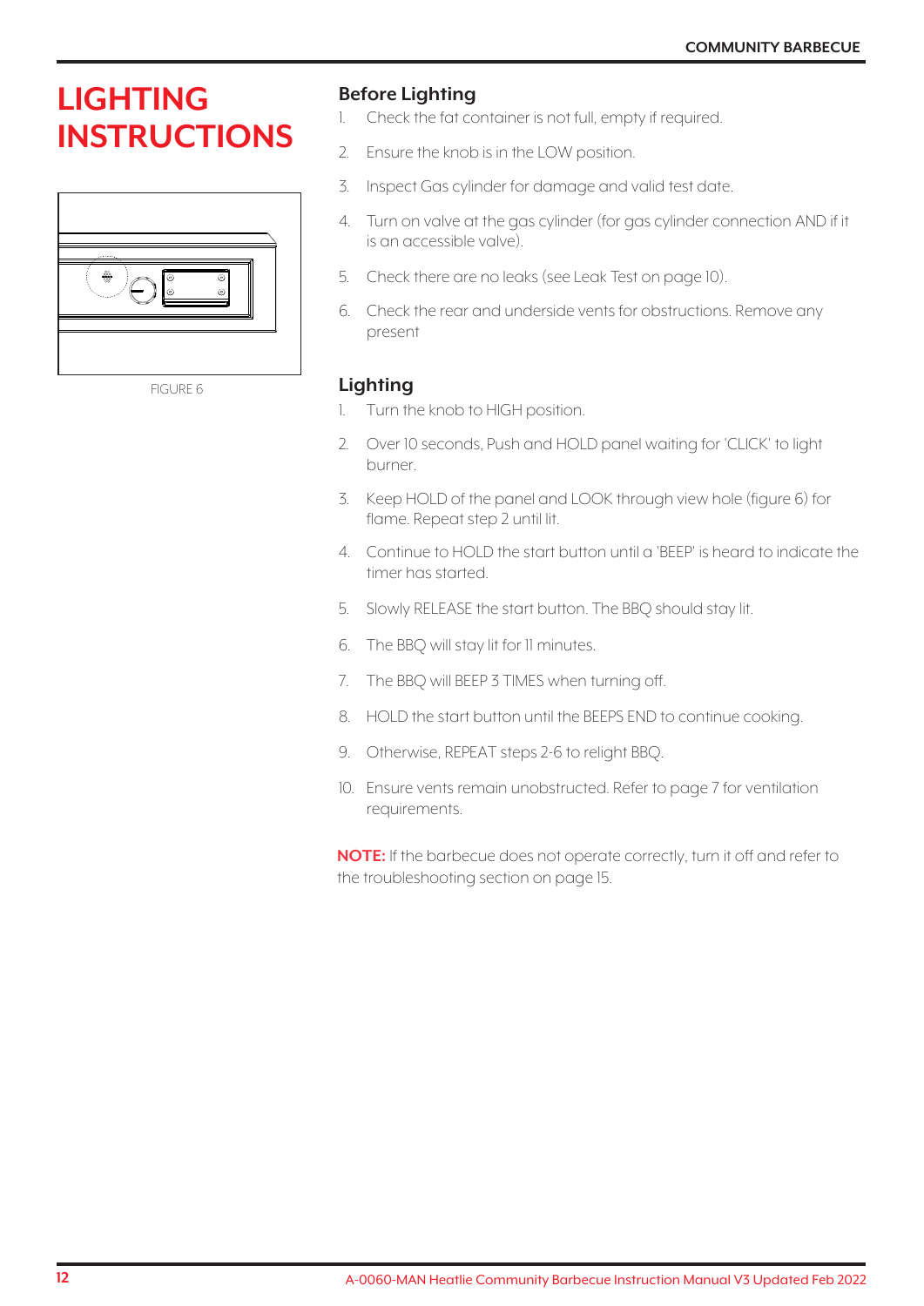# LIGHTING INSTRUCTIONS

FIGURE 6

## Before Lighting

1. Check the fat container is not full, empty if required.
2. Ensure the knob is in the LOW position.
3. Inspect Gas cylinder for damage and valid test date.
4. Turn on valve at the gas cylinder (for gas cylinder connection AND if it is an accessible valve).
5. Check there are no leaks (see Leak Test on page 10).
6. Check the rear and underside vents for obstructions. Remove any present

## Lighting

1. Turn the knob to HIGH position.
2. Over 10 seconds, Push and HOLD panel waiting for 'CLICK' to light burner.
3. Keep HOLD of the panel and LOOK through view hole (figure 6) for flame. Repeat step 2 until lit.
4. Continue to HOLD the start button until a 'BEEP' is heard to indicate the timer has started.
5. Slowly RELEASE the start button. The BBQ should stay lit.
6. The BBQ will stay lit for 11 minutes.
7. The BBQ will BEEP 3 TIMES when turning off.
8. HOLD the start button until the BEEPS END to continue cooking.
9. Otherwise, REPEAT steps 2-6 to relight BBQ.
10. Ensure vents remain unobstructed. Refer to page 7 for ventilation requirements.

**NOTE:** If the barbecue does not operate correctly, turn it off and refer to the troubleshooting section on page 15.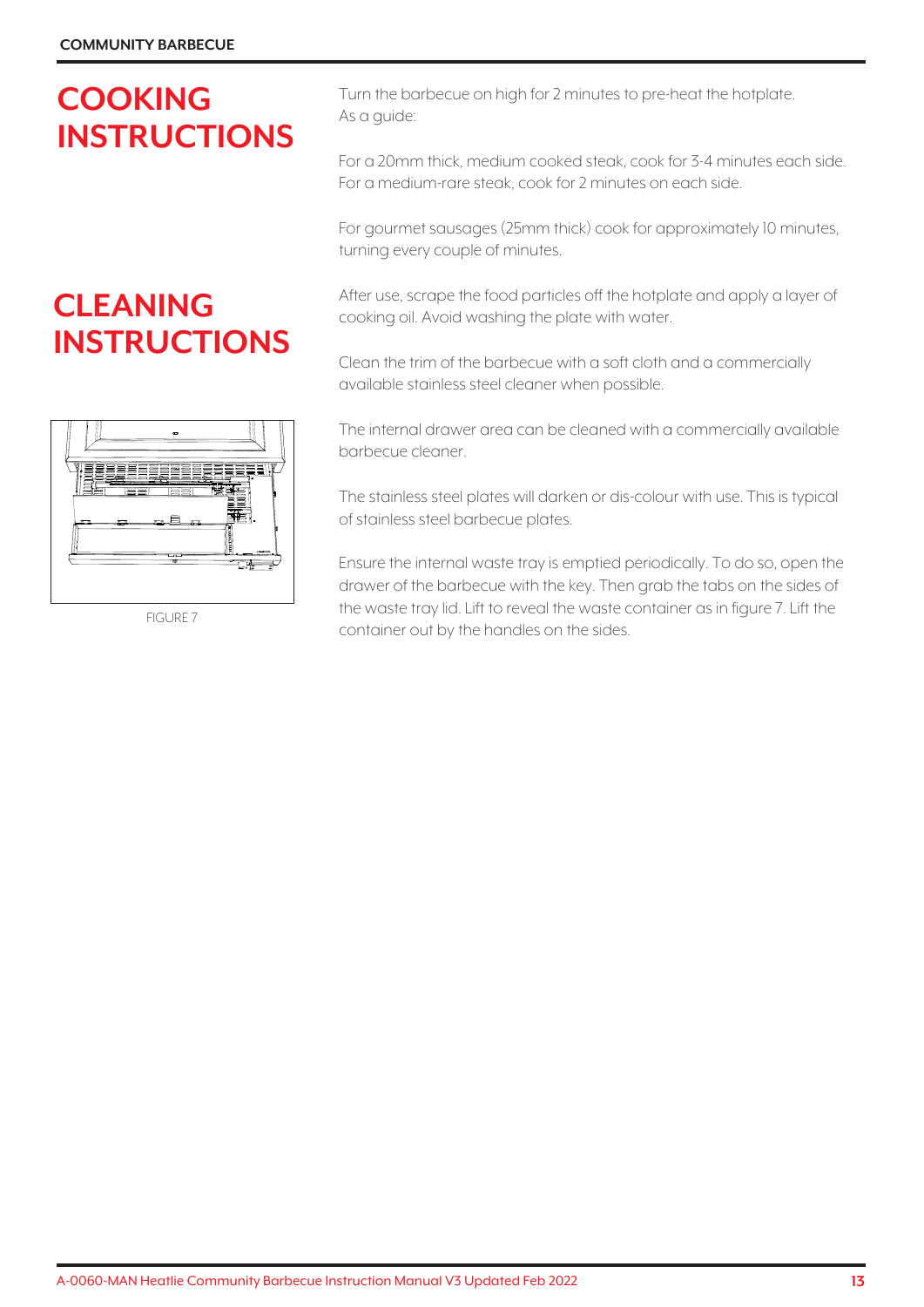# COOKING INSTRUCTIONS

Turn the barbecue on high for 2 minutes to pre-heat the hotplate.
As a guide:

For a 20mm thick, medium cooked steak, cook for 3-4 minutes each side.
For a medium-rare steak, cook for 2 minutes on each side.

For gourmet sausages (25mm thick) cook for approximately 10 minutes, turning every couple of minutes.

# CLEANING INSTRUCTIONS

After use, scrape the food particles off the hotplate and apply a layer of cooking oil. Avoid washing the plate with water.

Clean the trim of the barbecue with a soft cloth and a commercially available stainless steel cleaner when possible.

The internal drawer area can be cleaned with a commercially available barbecue cleaner.

The stainless steel plates will darken or dis-colour with use. This is typical of stainless steel barbecue plates.

Ensure the internal waste tray is emptied periodically. To do so, open the drawer of the barbecue with the key. Then grab the tabs on the sides of the waste tray lid. Lift to reveal the waste container as in figure 7. Lift the container out by the handles on the sides.

FIGURE 7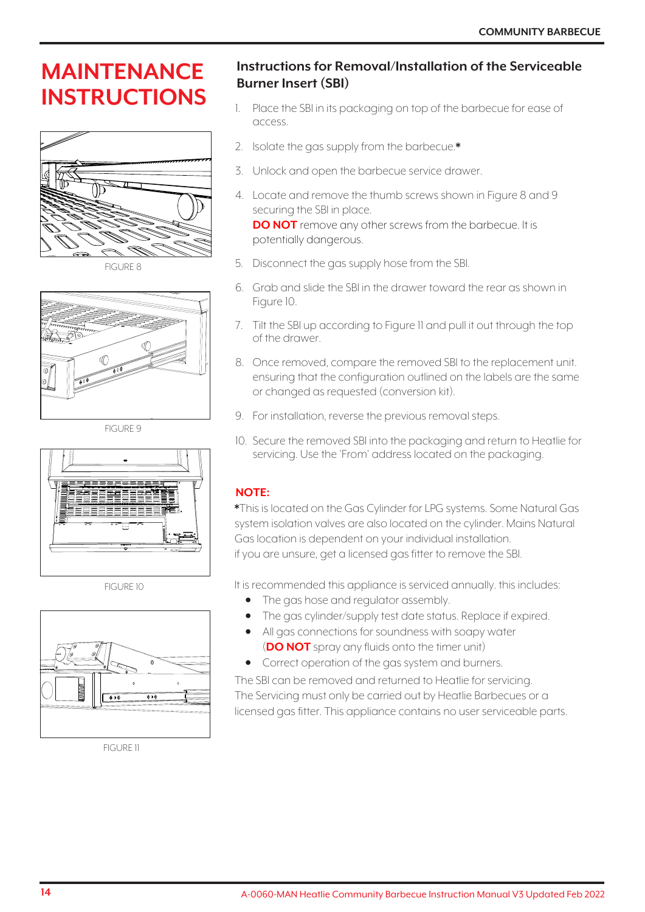# MAINTENANCE INSTRUCTIONS

FIGURE 8

FIGURE 9

FIGURE 10

FIGURE 11

## Instructions for Removal/Installation of the Serviceable Burner Insert (SBI)

1. Place the SBI in its packaging on top of the barbecue for ease of access.
2. Isolate the gas supply from the barbecue.*
3. Unlock and open the barbecue service drawer.
4. Locate and remove the thumb screws shown in Figure 8 and 9 securing the SBI in place.
   **DO NOT** remove any other screws from the barbecue. It is potentially dangerous.
5. Disconnect the gas supply hose from the SBI.
6. Grab and slide the SBI in the drawer toward the rear as shown in Figure 10.
7. Tilt the SBI up according to Figure 11 and pull it out through the top of the drawer.
8. Once removed, compare the removed SBI to the replacement unit. ensuring that the configuration outlined on the labels are the same or changed as requested (conversion kit).
9. For installation, reverse the previous removal steps.
10. Secure the removed SBI into the packaging and return to Heatlie for servicing. Use the 'From' address located on the packaging.

**NOTE:**

*This is located on the Gas Cylinder for LPG systems. Some Natural Gas system isolation valves are also located on the cylinder. Mains Natural Gas location is dependent on your individual installation.
if you are unsure, get a licensed gas fitter to remove the SBI.

It is recommended this appliance is serviced annually. this includes:

- The gas hose and regulator assembly.
- The gas cylinder/supply test date status. Replace if expired.
- All gas connections for soundness with soapy water (**DO NOT** spray any fluids onto the timer unit)
- Correct operation of the gas system and burners.

The SBI can be removed and returned to Heatlie for servicing.
The Servicing must only be carried out by Heatlie Barbecues or a licensed gas fitter. This appliance contains no user serviceable parts.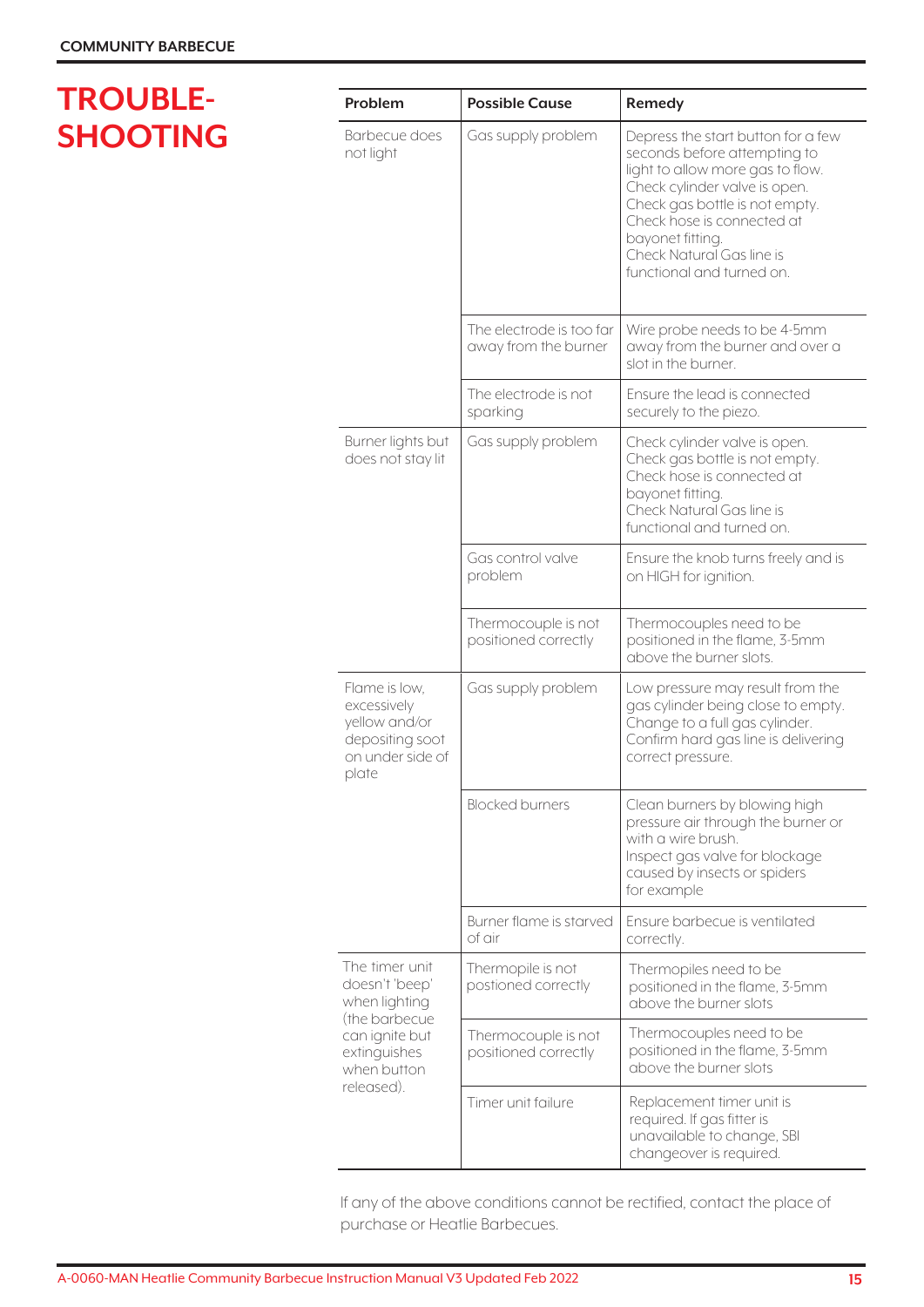# TROUBLE-SHOOTING

| Problem | Possible Cause | Remedy |
|---|---|---|
| Barbecue does not light | Gas supply problem | Depress the start button for a few seconds before attempting to light to allow more gas to flow. Check cylinder valve is open. Check gas bottle is not empty. Check hose is connected at bayonet fitting. Check Natural Gas line is functional and turned on. |
| | The electrode is too far away from the burner | Wire probe needs to be 4-5mm away from the burner and over a slot in the burner. |
| | The electrode is not sparking | Ensure the lead is connected securely to the piezo. |
| Burner lights but does not stay lit | Gas supply problem | Check cylinder valve is open. Check gas bottle is not empty. Check hose is connected at bayonet fitting. Check Natural Gas line is functional and turned on. |
| | Gas control valve problem | Ensure the knob turns freely and is on HIGH for ignition. |
| | Thermocouple is not positioned correctly | Thermocouples need to be positioned in the flame, 3-5mm above the burner slots. |
| Flame is low, excessively yellow and/or depositing soot on under side of plate | Gas supply problem | Low pressure may result from the gas cylinder being close to empty. Change to a full gas cylinder. Confirm hard gas line is delivering correct pressure. |
| | Blocked burners | Clean burners by blowing high pressure air through the burner or with a wire brush. Inspect gas valve for blockage caused by insects or spiders for example |
| | Burner flame is starved of air | Ensure barbecue is ventilated correctly. |
| The timer unit doesn't 'beep' when lighting (the barbecue can ignite but extinguishes when button released). | Thermopile is not postioned correctly | Thermopiles need to be positioned in the flame, 3-5mm above the burner slots |
| | Thermocouple is not positioned correctly | Thermocouples need to be positioned in the flame, 3-5mm above the burner slots |
| | Timer unit failure | Replacement timer unit is required. If gas fitter is unavailable to change, SBI changeover is required. |

If any of the above conditions cannot be rectified, contact the place of purchase or Heatlie Barbecues.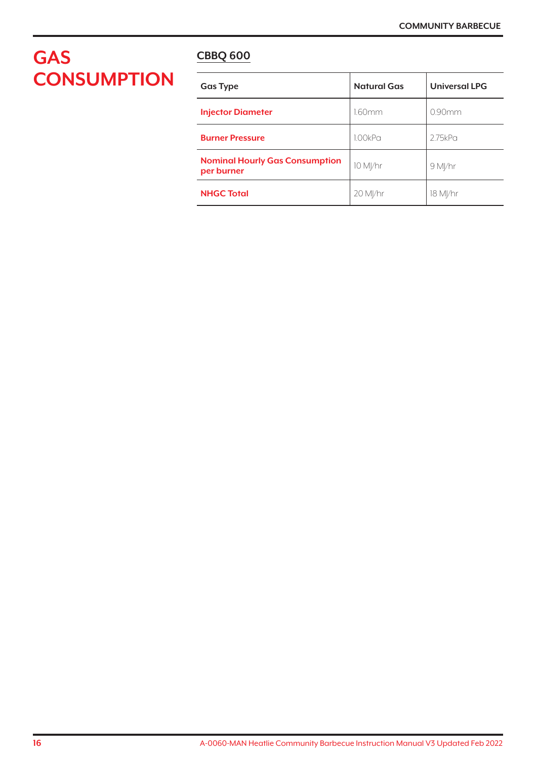# GAS CONSUMPTION

## CBBQ 600

| Gas Type | Natural Gas | Universal LPG |
| --- | --- | --- |
| **Injector Diameter** | 1.60mm | 0.90mm |
| **Burner Pressure** | 1.00kPa | 2.75kPa |
| **Nominal Hourly Gas Consumption per burner** | 10 MJ/hr | 9 MJ/hr |
| **NHGC Total** | 20 MJ/hr | 18 MJ/hr |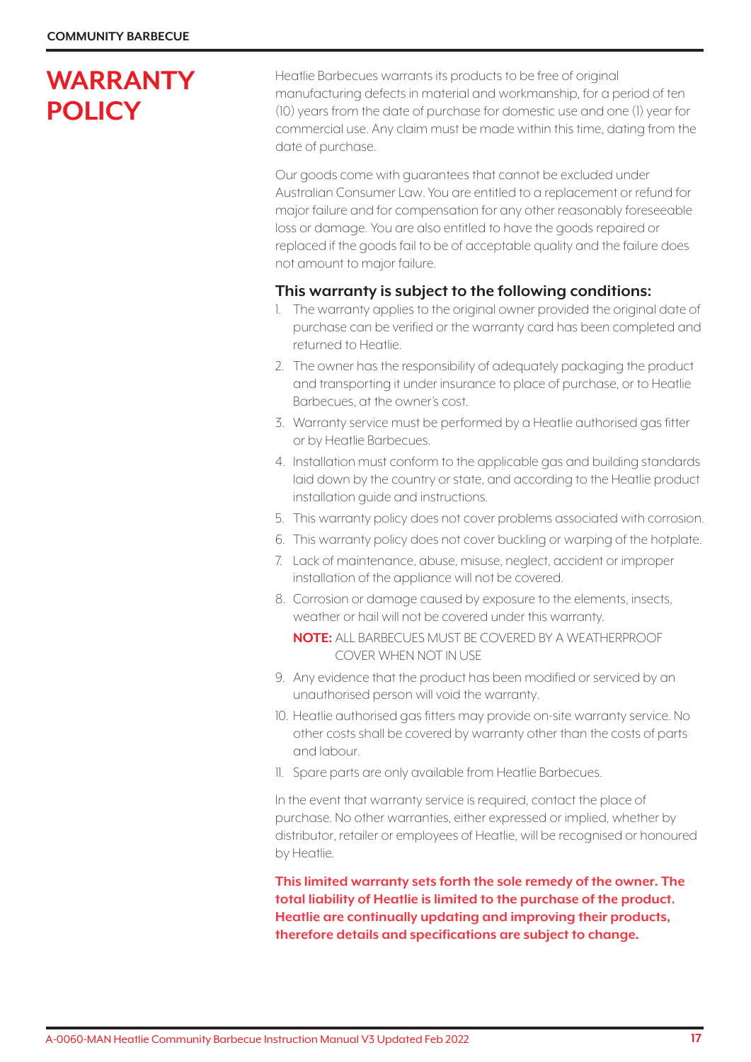# WARRANTY POLICY

Heatlie Barbecues warrants its products to be free of original manufacturing defects in material and workmanship, for a period of ten (10) years from the date of purchase for domestic use and one (1) year for commercial use. Any claim must be made within this time, dating from the date of purchase.

Our goods come with guarantees that cannot be excluded under Australian Consumer Law. You are entitled to a replacement or refund for major failure and for compensation for any other reasonably foreseeable loss or damage. You are also entitled to have the goods repaired or replaced if the goods fail to be of acceptable quality and the failure does not amount to major failure.

### This warranty is subject to the following conditions:

1. The warranty applies to the original owner provided the original date of purchase can be verified or the warranty card has been completed and returned to Heatlie.
2. The owner has the responsibility of adequately packaging the product and transporting it under insurance to place of purchase, or to Heatlie Barbecues, at the owner's cost.
3. Warranty service must be performed by a Heatlie authorised gas fitter or by Heatlie Barbecues.
4. Installation must conform to the applicable gas and building standards laid down by the country or state, and according to the Heatlie product installation guide and instructions.
5. This warranty policy does not cover problems associated with corrosion.
6. This warranty policy does not cover buckling or warping of the hotplate.
7. Lack of maintenance, abuse, misuse, neglect, accident or improper installation of the appliance will not be covered.
8. Corrosion or damage caused by exposure to the elements, insects, weather or hail will not be covered under this warranty.

   **NOTE:** ALL BARBECUES MUST BE COVERED BY A WEATHERPROOF COVER WHEN NOT IN USE

9. Any evidence that the product has been modified or serviced by an unauthorised person will void the warranty.
10. Heatlie authorised gas fitters may provide on-site warranty service. No other costs shall be covered by warranty other than the costs of parts and labour.
11. Spare parts are only available from Heatlie Barbecues.

In the event that warranty service is required, contact the place of purchase. No other warranties, either expressed or implied, whether by distributor, retailer or employees of Heatlie, will be recognised or honoured by Heatlie.

**This limited warranty sets forth the sole remedy of the owner. The total liability of Heatlie is limited to the purchase of the product. Heatlie are continually updating and improving their products, therefore details and specifications are subject to change.**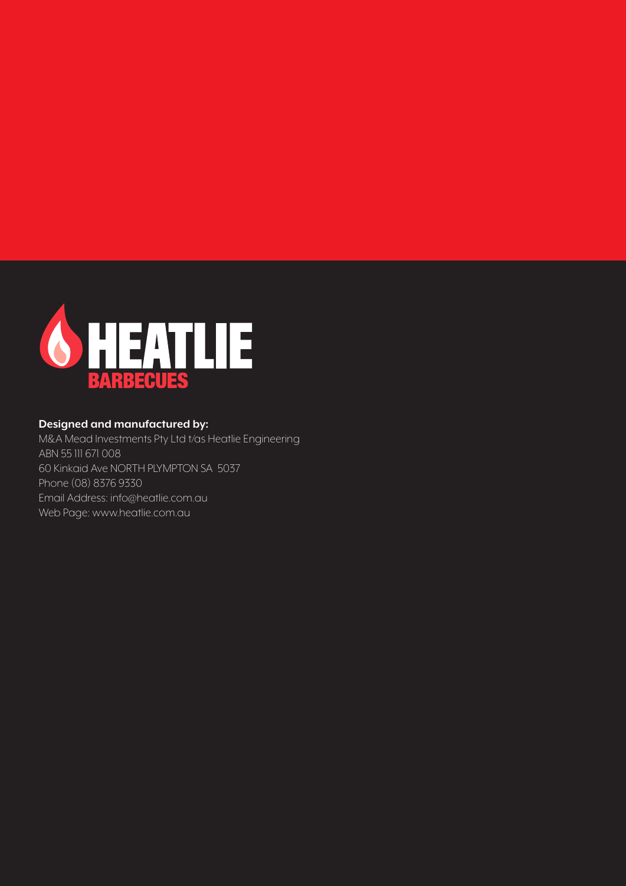HEATLIE
BARBECUES

**Designed and manufactured by:**

M&A Mead Investments Pty Ltd t/as Heatlie Engineering
ABN 55 111 671 008
60 Kinkaid Ave NORTH PLYMPTON SA 5037
Phone (08) 8376 9330
Email Address: info@heatlie.com.au
Web Page: www.heatlie.com.au